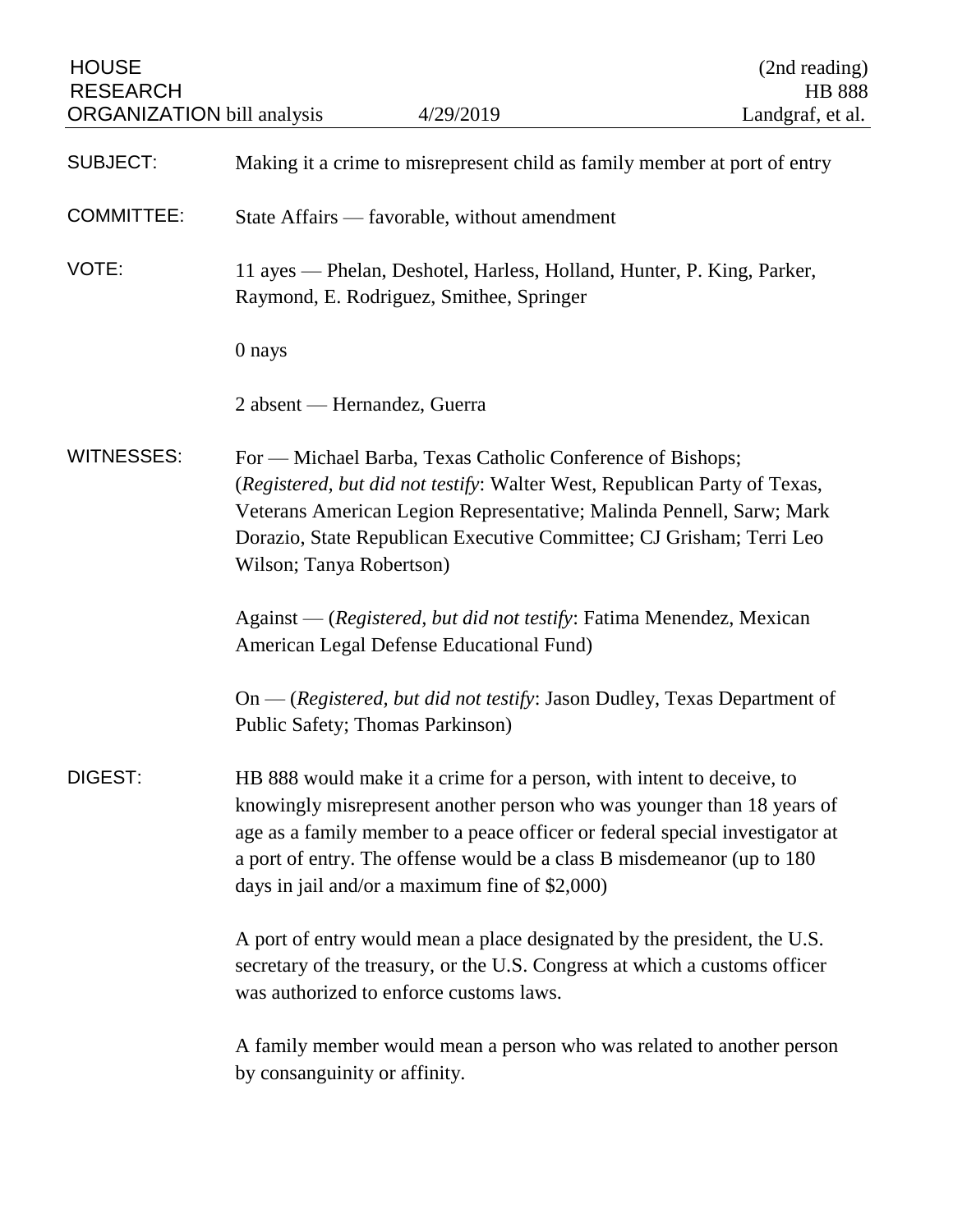HOUSE RESEARCH ORGANIZATION bill analysis — 4/29/2019 — (2nd reading) HB 888, Landgraf, et al.

**SUBJECT:** Making it a crime to misrepresent child as family member at port of entry

**COMMITTEE:** State Affairs — favorable, without amendment

**VOTE:** 11 ayes — Phelan, Deshotel, Harless, Holland, Hunter, P. King, Parker, Raymond, E. Rodriguez, Smithee, Springer

0 nays

2 absent — Hernandez, Guerra

**WITNESSES:** For — Michael Barba, Texas Catholic Conference of Bishops; (*Registered, but did not testify*: Walter West, Republican Party of Texas, Veterans American Legion Representative; Malinda Pennell, Sarw; Mark Dorazio, State Republican Executive Committee; CJ Grisham; Terri Leo Wilson; Tanya Robertson)

Against — (*Registered, but did not testify*: Fatima Menendez, Mexican American Legal Defense Educational Fund)

On — (*Registered, but did not testify*: Jason Dudley, Texas Department of Public Safety; Thomas Parkinson)

**DIGEST:** HB 888 would make it a crime for a person, with intent to deceive, to knowingly misrepresent another person who was younger than 18 years of age as a family member to a peace officer or federal special investigator at a port of entry. The offense would be a class B misdemeanor (up to 180 days in jail and/or a maximum fine of $2,000)

A port of entry would mean a place designated by the president, the U.S. secretary of the treasury, or the U.S. Congress at which a customs officer was authorized to enforce customs laws.

A family member would mean a person who was related to another person by consanguinity or affinity.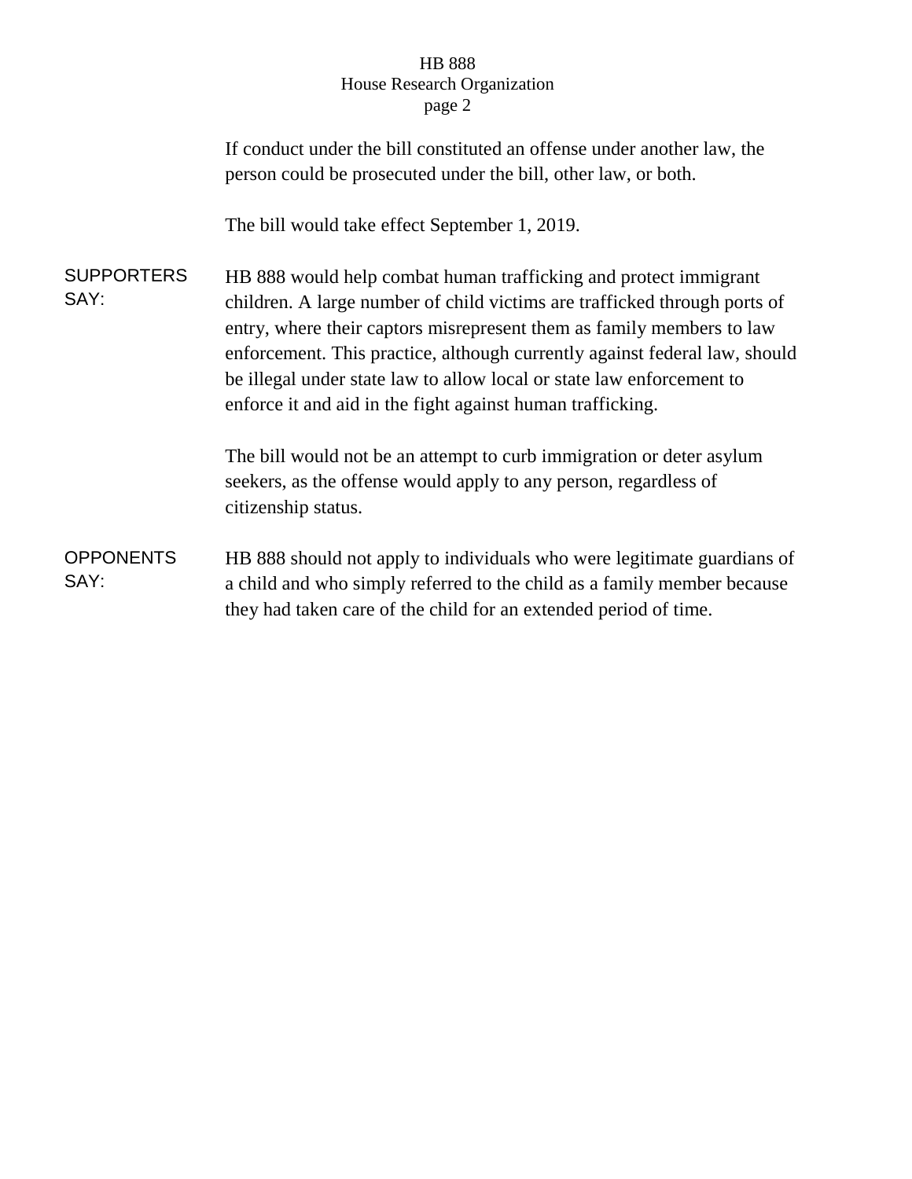If conduct under the bill constituted an offense under another law, the person could be prosecuted under the bill, other law, or both.

The bill would take effect September 1, 2019.

**SUPPORTERS SAY:**

HB 888 would help combat human trafficking and protect immigrant children. A large number of child victims are trafficked through ports of entry, where their captors misrepresent them as family members to law enforcement. This practice, although currently against federal law, should be illegal under state law to allow local or state law enforcement to enforce it and aid in the fight against human trafficking.

The bill would not be an attempt to curb immigration or deter asylum seekers, as the offense would apply to any person, regardless of citizenship status.

**OPPONENTS SAY:**

HB 888 should not apply to individuals who were legitimate guardians of a child and who simply referred to the child as a family member because they had taken care of the child for an extended period of time.